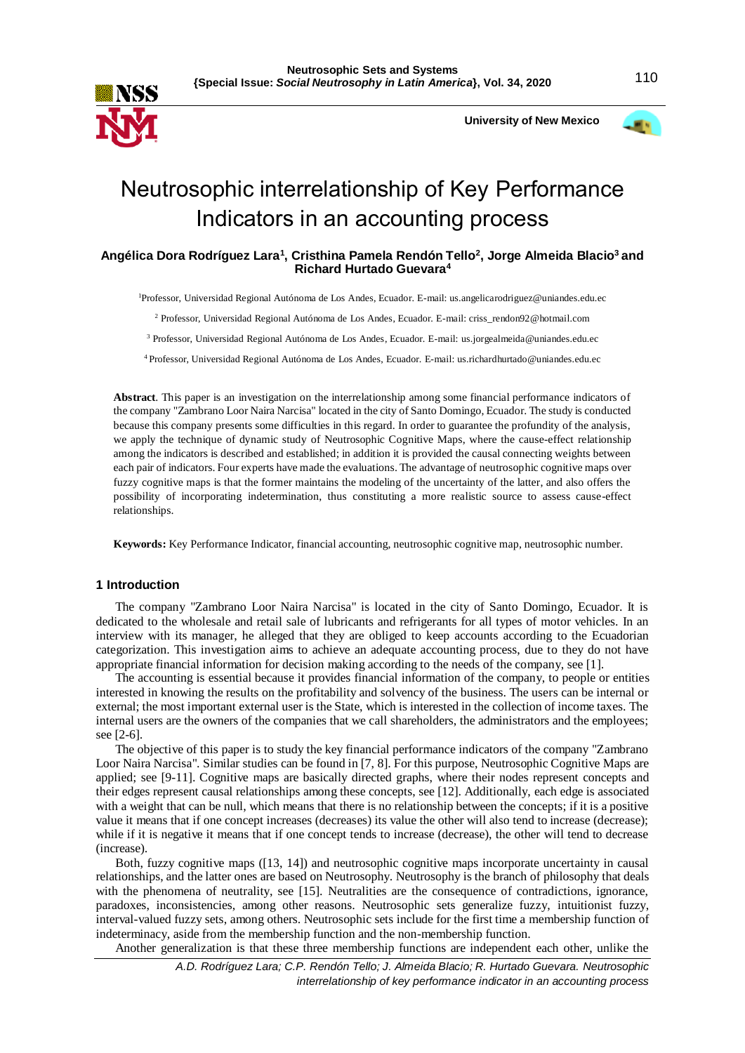# Neutrosophic interrelationship of Key Performance Indicators in an accounting process

**Angélica Dora Rodríguez Lara[1], Cristhina Pamela Rendón Tello[2], Jorge Almeida Blacio[3] and Richard Hurtado Guevara[4]**

[1]Professor, Universidad Regional Autónoma de Los Andes, Ecuador. E-mail: us.angelicarodriguez@uniandes.edu.ec

[2] Professor, Universidad Regional Autónoma de Los Andes, Ecuador. E-mail: criss_rendon92@hotmail.com

[3] Professor, Universidad Regional Autónoma de Los Andes, Ecuador. E-mail: us.jorgealmeida@uniandes.edu.ec

[4] Professor, Universidad Regional Autónoma de Los Andes, Ecuador. E-mail: us.richardhurtado@uniandes.edu.ec

**Abstract**. This paper is an investigation on the interrelationship among some financial performance indicators of the company "Zambrano Loor Naira Narcisa" located in the city of Santo Domingo, Ecuador. The study is conducted because this company presents some difficulties in this regard. In order to guarantee the profundity of the analysis, we apply the technique of dynamic study of Neutrosophic Cognitive Maps, where the cause-effect relationship among the indicators is described and established; in addition it is provided the causal connecting weights between each pair of indicators. Four experts have made the evaluations. The advantage of neutrosophic cognitive maps over fuzzy cognitive maps is that the former maintains the modeling of the uncertainty of the latter, and also offers the possibility of incorporating indetermination, thus constituting a more realistic source to assess cause-effect relationships.

**Keywords:** Key Performance Indicator, financial accounting, neutrosophic cognitive map, neutrosophic number.

## 1 Introduction

The company "Zambrano Loor Naira Narcisa" is located in the city of Santo Domingo, Ecuador. It is dedicated to the wholesale and retail sale of lubricants and refrigerants for all types of motor vehicles. In an interview with its manager, he alleged that they are obliged to keep accounts according to the Ecuadorian categorization. This investigation aims to achieve an adequate accounting process, due to they do not have appropriate financial information for decision making according to the needs of the company, see [1].

The accounting is essential because it provides financial information of the company, to people or entities interested in knowing the results on the profitability and solvency of the business. The users can be internal or external; the most important external user is the State, which is interested in the collection of income taxes. The internal users are the owners of the companies that we call shareholders, the administrators and the employees; see [2-6].

The objective of this paper is to study the key financial performance indicators of the company "Zambrano Loor Naira Narcisa". Similar studies can be found in [7, 8]. For this purpose, Neutrosophic Cognitive Maps are applied; see [9-11]. Cognitive maps are basically directed graphs, where their nodes represent concepts and their edges represent causal relationships among these concepts, see [12]. Additionally, each edge is associated with a weight that can be null, which means that there is no relationship between the concepts; if it is a positive value it means that if one concept increases (decreases) its value the other will also tend to increase (decrease); while if it is negative it means that if one concept tends to increase (decrease), the other will tend to decrease (increase).

Both, fuzzy cognitive maps ([13, 14]) and neutrosophic cognitive maps incorporate uncertainty in causal relationships, and the latter ones are based on Neutrosophy. Neutrosophy is the branch of philosophy that deals with the phenomena of neutrality, see [15]. Neutralities are the consequence of contradictions, ignorance, paradoxes, inconsistencies, among other reasons. Neutrosophic sets generalize fuzzy, intuitionist fuzzy, interval-valued fuzzy sets, among others. Neutrosophic sets include for the first time a membership function of indeterminacy, aside from the membership function and the non-membership function.

Another generalization is that these three membership functions are independent each other, unlike the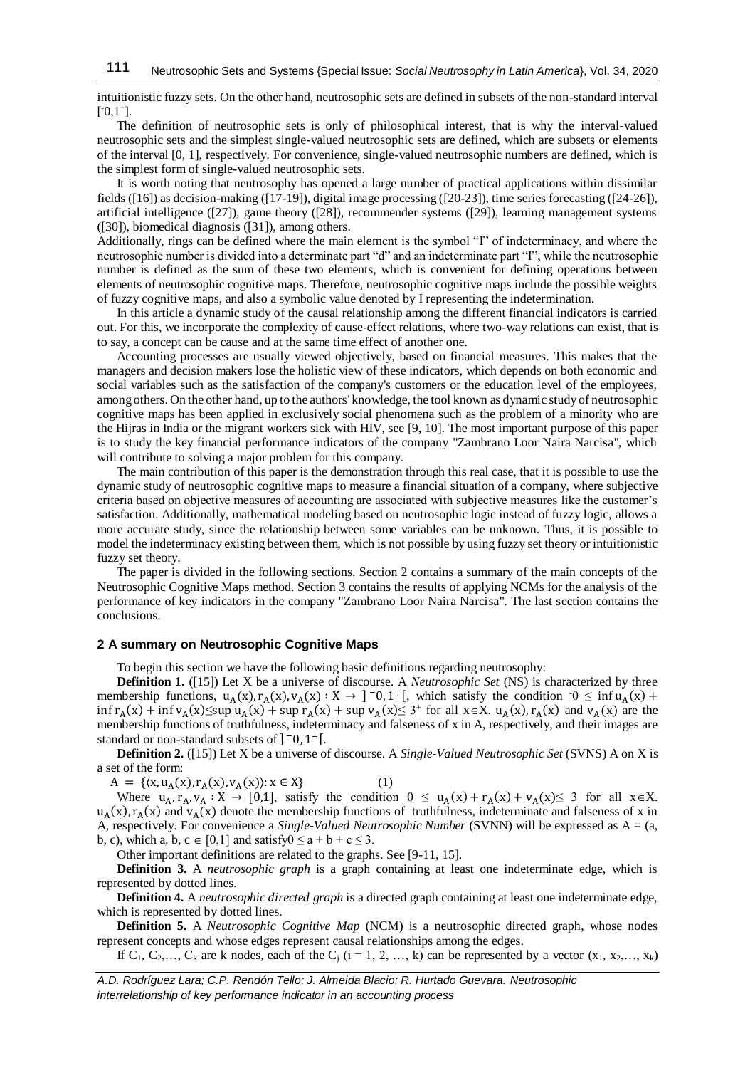intuitionistic fuzzy sets. On the other hand, neutrosophic sets are defined in subsets of the non-standard interval $[^-0,1^+]$.

The definition of neutrosophic sets is only of philosophical interest, that is why the interval-valued neutrosophic sets and the simplest single-valued neutrosophic sets are defined, which are subsets or elements of the interval [0, 1], respectively. For convenience, single-valued neutrosophic numbers are defined, which is the simplest form of single-valued neutrosophic sets.

It is worth noting that neutrosophy has opened a large number of practical applications within dissimilar fields ([16]) as decision-making ([17-19]), digital image processing ([20-23]), time series forecasting ([24-26]), artificial intelligence ([27]), game theory ([28]), recommender systems ([29]), learning management systems ([30]), biomedical diagnosis ([31]), among others.

Additionally, rings can be defined where the main element is the symbol "I" of indeterminacy, and where the neutrosophic number is divided into a determinate part "d" and an indeterminate part "I", while the neutrosophic number is defined as the sum of these two elements, which is convenient for defining operations between elements of neutrosophic cognitive maps. Therefore, neutrosophic cognitive maps include the possible weights of fuzzy cognitive maps, and also a symbolic value denoted by I representing the indetermination.

In this article a dynamic study of the causal relationship among the different financial indicators is carried out. For this, we incorporate the complexity of cause-effect relations, where two-way relations can exist, that is to say, a concept can be cause and at the same time effect of another one.

Accounting processes are usually viewed objectively, based on financial measures. This makes that the managers and decision makers lose the holistic view of these indicators, which depends on both economic and social variables such as the satisfaction of the company's customers or the education level of the employees, among others. On the other hand, up to the authors' knowledge, the tool known as dynamic study of neutrosophic cognitive maps has been applied in exclusively social phenomena such as the problem of a minority who are the Hijras in India or the migrant workers sick with HIV, see [9, 10]. The most important purpose of this paper is to study the key financial performance indicators of the company "Zambrano Loor Naira Narcisa", which will contribute to solving a major problem for this company.

The main contribution of this paper is the demonstration through this real case, that it is possible to use the dynamic study of neutrosophic cognitive maps to measure a financial situation of a company, where subjective criteria based on objective measures of accounting are associated with subjective measures like the customer's satisfaction. Additionally, mathematical modeling based on neutrosophic logic instead of fuzzy logic, allows a more accurate study, since the relationship between some variables can be unknown. Thus, it is possible to model the indeterminacy existing between them, which is not possible by using fuzzy set theory or intuitionistic fuzzy set theory.

The paper is divided in the following sections. Section 2 contains a summary of the main concepts of the Neutrosophic Cognitive Maps method. Section 3 contains the results of applying NCMs for the analysis of the performance of key indicators in the company "Zambrano Loor Naira Narcisa". The last section contains the conclusions.

## 2 A summary on Neutrosophic Cognitive Maps

To begin this section we have the following basic definitions regarding neutrosophy:

**Definition 1.** ([15]) Let X be a universe of discourse. A *Neutrosophic Set* (NS) is characterized by three membership functions, $u_A(x), r_A(x), v_A(x) : X \rightarrow\ ]^-0, 1^+[$, which satisfy the condition $^-0 \leq \inf u_A(x) + \inf r_A(x) + \inf v_A(x) \leq \sup u_A(x) + \sup r_A(x) + \sup v_A(x) \leq 3^+$ for all $x \in X$. $u_A(x), r_A(x)$ and $v_A(x)$ are the membership functions of truthfulness, indeterminacy and falseness of x in A, respectively, and their images are standard or non-standard subsets of $]^-0, 1^+[$.

**Definition 2.** ([15]) Let X be a universe of discourse. A *Single-Valued Neutrosophic Set* (SVNS) A on X is a set of the form:

$$A = \{\langle x, u_A(x), r_A(x), v_A(x)\rangle : x \in X\} \qquad (1)$$

Where $u_A, r_A, v_A : X \rightarrow [0,1]$, satisfy the condition $0 \leq u_A(x) + r_A(x) + v_A(x) \leq 3$ for all $x \in X$. $u_A(x), r_A(x)$ and $v_A(x)$ denote the membership functions of truthfulness, indeterminate and falseness of x in A, respectively. For convenience a *Single-Valued Neutrosophic Number* (SVNN) will be expressed as A = (a, b, c), which a, b, c $\in$ [0,1] and satisfy $0 \leq a + b + c \leq 3$.

Other important definitions are related to the graphs. See [9-11, 15].

**Definition 3.** A *neutrosophic graph* is a graph containing at least one indeterminate edge, which is represented by dotted lines.

**Definition 4.** A *neutrosophic directed graph* is a directed graph containing at least one indeterminate edge, which is represented by dotted lines.

**Definition 5.** A *Neutrosophic Cognitive Map* (NCM) is a neutrosophic directed graph, whose nodes represent concepts and whose edges represent causal relationships among the edges.

If $C_1, C_2, \ldots, C_k$ are k nodes, each of the $C_j$ (i = 1, 2, …, k) can be represented by a vector $(x_1, x_2, \ldots, x_k)$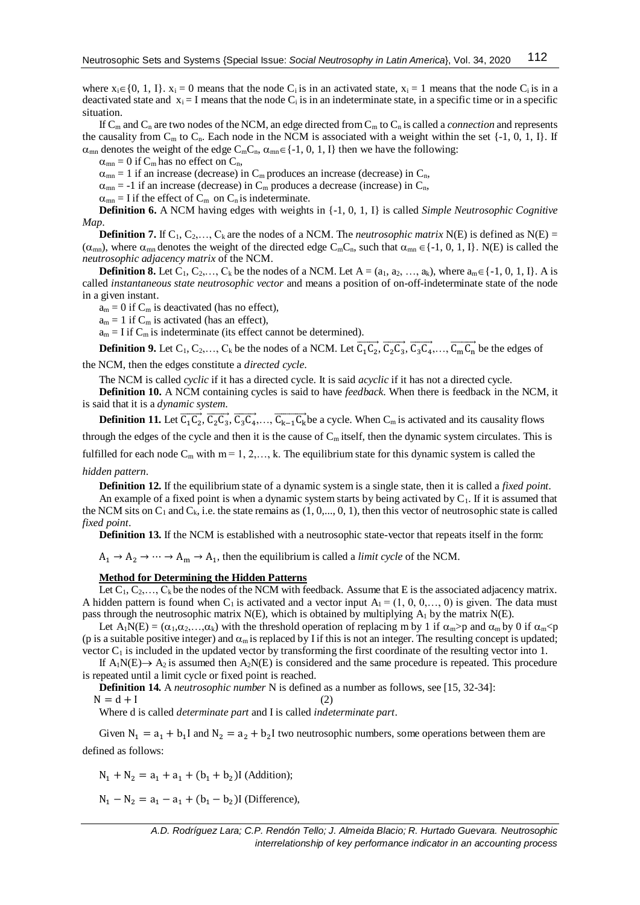where $x_i \in \{0, 1, I\}$. $x_i = 0$ means that the node $C_i$ is in an activated state, $x_i = 1$ means that the node $C_i$ is in a deactivated state and $x_i = I$ means that the node $C_i$ is in an indeterminate state, in a specific time or in a specific situation.

If $C_m$ and $C_n$ are two nodes of the NCM, an edge directed from $C_m$ to $C_n$ is called a *connection* and represents the causality from $C_m$ to $C_n$. Each node in the NCM is associated with a weight within the set {-1, 0, 1, I}. If $\alpha_{mn}$ denotes the weight of the edge $C_mC_n$, $\alpha_{mn} \in \{-1, 0, 1, I\}$ then we have the following:

$\alpha_{mn} = 0$ if $C_m$ has no effect on $C_n$,

$\alpha_{mn} = 1$ if an increase (decrease) in $C_m$ produces an increase (decrease) in $C_n$,

$\alpha_{mn} = -1$ if an increase (decrease) in $C_m$ produces a decrease (increase) in $C_n$,

$\alpha_{mn} = I$ if the effect of $C_m$ on $C_n$ is indeterminate.

**Definition 6.** A NCM having edges with weights in {-1, 0, 1, I} is called *Simple Neutrosophic Cognitive Map*.

**Definition 7.** If $C_1, C_2, \ldots, C_k$ are the nodes of a NCM. The *neutrosophic matrix* N(E) is defined as $N(E) = (\alpha_{mn})$, where $\alpha_{mn}$ denotes the weight of the directed edge $C_mC_n$, such that $\alpha_{mn} \in \{-1, 0, 1, I\}$. N(E) is called the *neutrosophic adjacency matrix* of the NCM.

**Definition 8.** Let $C_1, C_2, \ldots, C_k$ be the nodes of a NCM. Let $A = (a_1, a_2, \ldots, a_k)$, where $a_m \in \{-1, 0, 1, I\}$. A is called *instantaneous state neutrosophic vector* and means a position of on-off-indeterminate state of the node in a given instant.

$a_m = 0$ if $C_m$ is deactivated (has no effect),

$a_m = 1$ if $C_m$ is activated (has an effect),

$a_m = I$ if $C_m$ is indeterminate (its effect cannot be determined).

**Definition 9.** Let $C_1, C_2, \ldots, C_k$ be the nodes of a NCM. Let $\overrightarrow{C_1C_2}, \overrightarrow{C_2C_3}, \overrightarrow{C_3C_4}, \ldots, \overrightarrow{C_mC_n}$ be the edges of the NCM, then the edges constitute a *directed cycle*.

The NCM is called *cyclic* if it has a directed cycle. It is said *acyclic* if it has not a directed cycle.

**Definition 10.** A NCM containing cycles is said to have *feedback*. When there is feedback in the NCM, it is said that it is a *dynamic system*.

**Definition 11.** Let $\overrightarrow{C_1C_2}, \overrightarrow{C_2C_3}, \overrightarrow{C_3C_4}, \ldots, \overrightarrow{C_{k-1}C_k}$ be a cycle. When $C_m$ is activated and its causality flows through the edges of the cycle and then it is the cause of $C_m$ itself, then the dynamic system circulates. This is fulfilled for each node $C_m$ with $m = 1, 2, \ldots, k$. The equilibrium state for this dynamic system is called the *hidden pattern*.

**Definition 12.** If the equilibrium state of a dynamic system is a single state, then it is called a *fixed point*.

An example of a fixed point is when a dynamic system starts by being activated by $C_1$. If it is assumed that the NCM sits on $C_1$ and $C_k$, i.e. the state remains as (1, 0,..., 0, 1), then this vector of neutrosophic state is called *fixed point*.

**Definition 13.** If the NCM is established with a neutrosophic state-vector that repeats itself in the form:

$A_1 \rightarrow A_2 \rightarrow \cdots \rightarrow A_m \rightarrow A_1$, then the equilibrium is called a *limit cycle* of the NCM.

**Method for Determining the Hidden Patterns**

Let $C_1, C_2, \ldots, C_k$ be the nodes of the NCM with feedback. Assume that E is the associated adjacency matrix. A hidden pattern is found when $C_1$ is activated and a vector input $A_1 = (1, 0, 0, \ldots, 0)$ is given. The data must pass through the neutrosophic matrix N(E), which is obtained by multiplying $A_1$ by the matrix N(E).

Let $A_1N(E) = (\alpha_1, \alpha_2, \ldots, \alpha_k)$ with the threshold operation of replacing m by 1 if $\alpha_m > p$ and $\alpha_m$ by 0 if $\alpha_m < p$ (p is a suitable positive integer) and $\alpha_m$ is replaced by I if this is not an integer. The resulting concept is updated; vector $C_1$ is included in the updated vector by transforming the first coordinate of the resulting vector into 1.

If $A_1N(E) \rightarrow A_2$ is assumed then $A_2N(E)$ is considered and the same procedure is repeated. This procedure is repeated until a limit cycle or fixed point is reached.

**Definition 14.** A *neutrosophic number* N is defined as a number as follows, see [15, 32-34]:

$$N = d + I \qquad (2)$$

Where d is called *determinate part* and I is called *indeterminate part*.

Given $N_1 = a_1 + b_1I$ and $N_2 = a_2 + b_2I$ two neutrosophic numbers, some operations between them are defined as follows:

$N_1 + N_2 = a_1 + a_1 + (b_1 + b_2)I$ (Addition);

$N_1 - N_2 = a_1 - a_1 + (b_1 - b_2)I$ (Difference),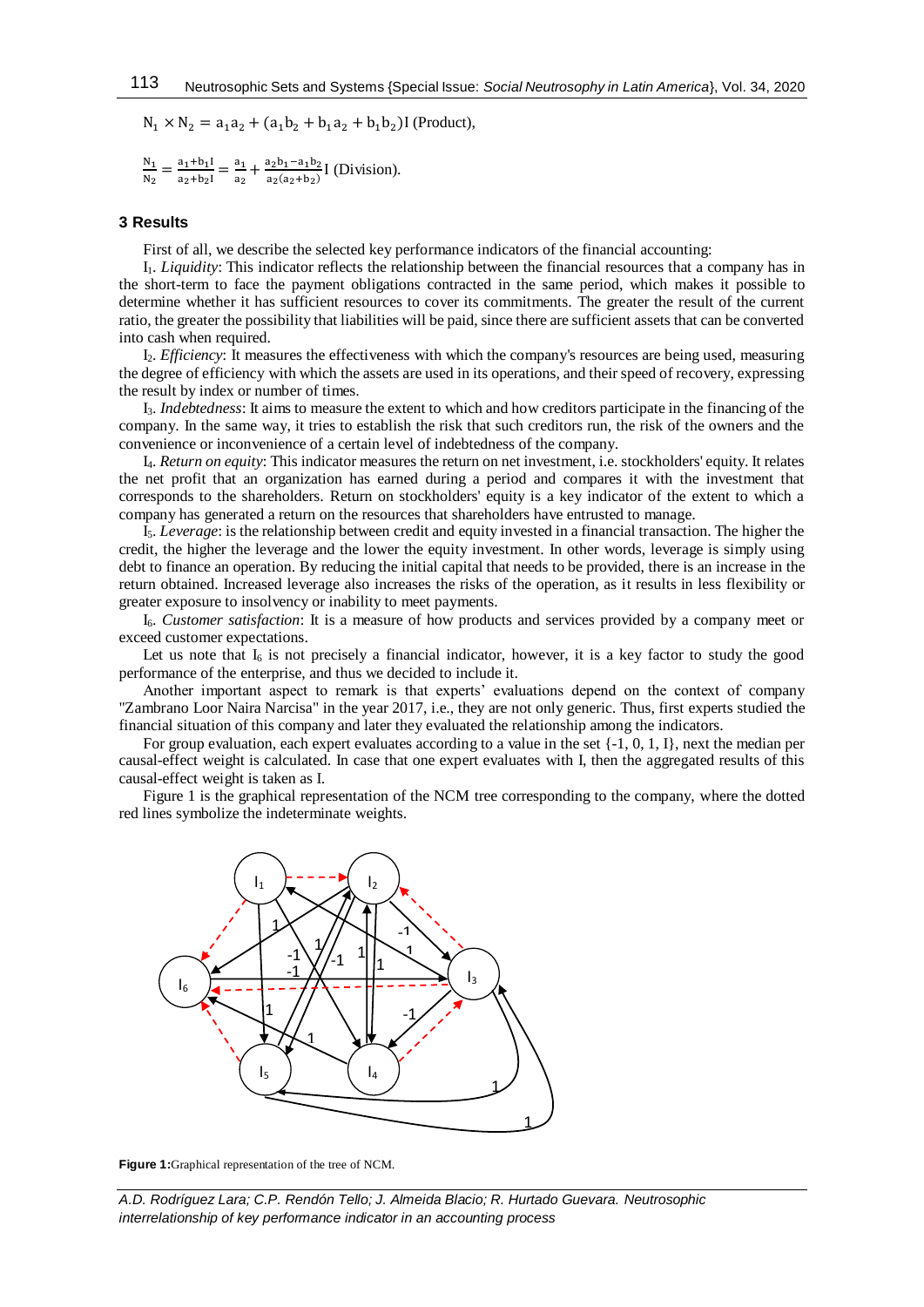$N_1 \times N_2 = a_1 a_2 + (a_1 b_2 + b_1 a_2 + b_1 b_2)I$ (Product),

$\frac{N_1}{N_2} = \frac{a_1 + b_1 I}{a_2 + b_2 I} = \frac{a_1}{a_2} + \frac{a_2 b_1 - a_1 b_2}{a_2(a_2 + b_2)} I$ (Division).

## 3 Results

First of all, we describe the selected key performance indicators of the financial accounting:

$I_1$. *Liquidity*: This indicator reflects the relationship between the financial resources that a company has in the short-term to face the payment obligations contracted in the same period, which makes it possible to determine whether it has sufficient resources to cover its commitments. The greater the result of the current ratio, the greater the possibility that liabilities will be paid, since there are sufficient assets that can be converted into cash when required.

$I_2$. *Efficiency*: It measures the effectiveness with which the company's resources are being used, measuring the degree of efficiency with which the assets are used in its operations, and their speed of recovery, expressing the result by index or number of times.

$I_3$. *Indebtedness*: It aims to measure the extent to which and how creditors participate in the financing of the company. In the same way, it tries to establish the risk that such creditors run, the risk of the owners and the convenience or inconvenience of a certain level of indebtedness of the company.

$I_4$. *Return on equity*: This indicator measures the return on net investment, i.e. stockholders' equity. It relates the net profit that an organization has earned during a period and compares it with the investment that corresponds to the shareholders. Return on stockholders' equity is a key indicator of the extent to which a company has generated a return on the resources that shareholders have entrusted to manage.

$I_5$. *Leverage*: is the relationship between credit and equity invested in a financial transaction. The higher the credit, the higher the leverage and the lower the equity investment. In other words, leverage is simply using debt to finance an operation. By reducing the initial capital that needs to be provided, there is an increase in the return obtained. Increased leverage also increases the risks of the operation, as it results in less flexibility or greater exposure to insolvency or inability to meet payments.

$I_6$. *Customer satisfaction*: It is a measure of how products and services provided by a company meet or exceed customer expectations.

Let us note that $I_6$ is not precisely a financial indicator, however, it is a key factor to study the good performance of the enterprise, and thus we decided to include it.

Another important aspect to remark is that experts' evaluations depend on the context of company "Zambrano Loor Naira Narcisa" in the year 2017, i.e., they are not only generic. Thus, first experts studied the financial situation of this company and later they evaluated the relationship among the indicators.

For group evaluation, each expert evaluates according to a value in the set {-1, 0, 1, I}, next the median per causal-effect weight is calculated. In case that one expert evaluates with I, then the aggregated results of this causal-effect weight is taken as I.

Figure 1 is the graphical representation of the NCM tree corresponding to the company, where the dotted red lines symbolize the indeterminate weights.

**Figure 1:** Graphical representation of the tree of NCM.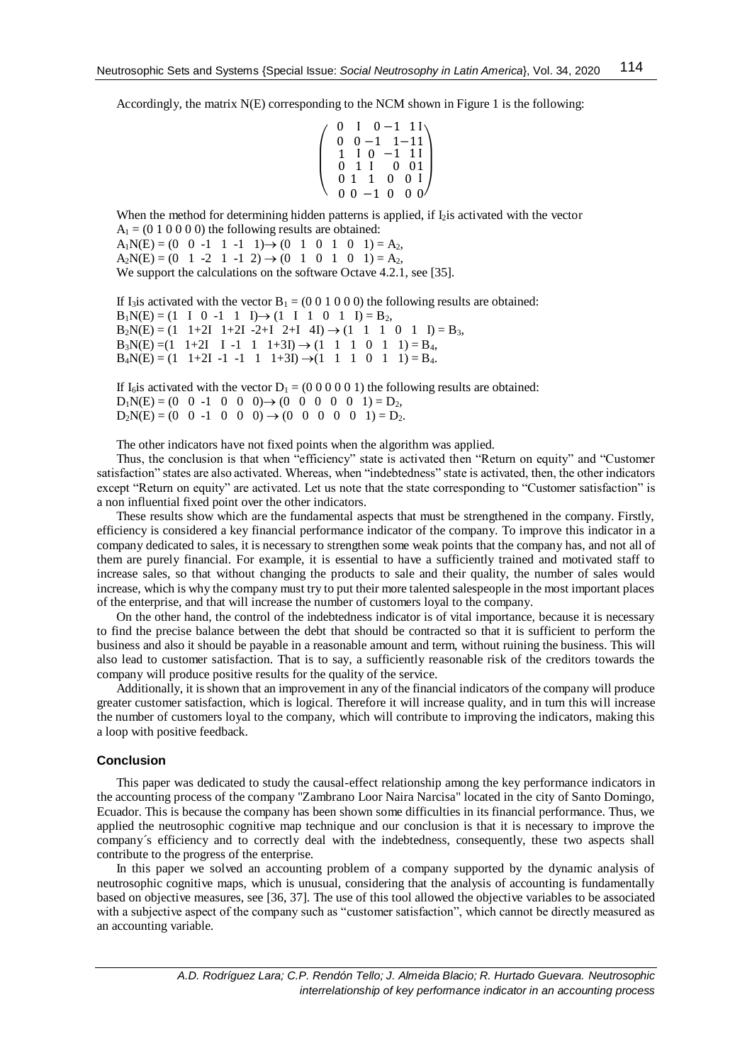Accordingly, the matrix N(E) corresponding to the NCM shown in Figure 1 is the following:

$$\begin{pmatrix} 0 & I & 0 & -1 & 1 & I \\ 0 & 0 & -1 & 1 & -1 & 1 \\ 1 & I & 0 & -1 & 1 & I \\ 0 & 1 & I & 0 & 0 & 1 \\ 0 & 1 & 1 & 0 & 0 & I \\ 0 & 0 & -1 & 0 & 0 & 0 \end{pmatrix}$$

When the method for determining hidden patterns is applied, if $I_2$ is activated with the vector $A_1 = (0\ 1\ 0\ 0\ 0\ 0)$ the following results are obtained:

$A_1N(E) = (0\ \ 0\ \ -1\ \ 1\ \ -1\ \ 1) \rightarrow (0\ \ 1\ \ 0\ \ 1\ \ 0\ \ 1) = A_2$,

$A_2N(E) = (0\ \ 1\ \ -2\ \ 1\ \ -1\ \ 2) \rightarrow (0\ \ 1\ \ 0\ \ 1\ \ 0\ \ 1) = A_2$,

We support the calculations on the software Octave 4.2.1, see [35].

If $I_3$ is activated with the vector $B_1 = (0\ 0\ 1\ 0\ 0\ 0)$ the following results are obtained:

$B_1N(E) = (1\ \ I\ \ 0\ \ -1\ \ 1\ \ I) \rightarrow (1\ \ I\ \ 1\ \ 0\ \ 1\ \ I) = B_2$,

$B_2N(E) = (1\ \ 1+2I\ \ 1+2I\ \ -2+I\ \ 2+I\ \ 4I) \rightarrow (1\ \ 1\ \ 1\ \ 0\ \ 1\ \ I) = B_3$,

$B_3N(E) = (1\ \ 1+2I\ \ I\ \ -1\ \ 1\ \ 1+3I) \rightarrow (1\ \ 1\ \ 1\ \ 0\ \ 1\ \ 1) = B_4$,

$B_4N(E) = (1\ \ 1+2I\ \ -1\ \ -1\ \ 1\ \ 1+3I) \rightarrow (1\ \ 1\ \ 1\ \ 0\ \ 1\ \ 1) = B_4$.

If $I_6$ is activated with the vector $D_1 = (0\ 0\ 0\ 0\ 0\ 1)$ the following results are obtained:

$D_1N(E) = (0\ \ 0\ \ -1\ \ 0\ \ 0\ \ 0) \rightarrow (0\ \ 0\ \ 0\ \ 0\ \ 0\ \ 1) = D_2$,

$D_2N(E) = (0\ \ 0\ \ -1\ \ 0\ \ 0\ \ 0) \rightarrow (0\ \ 0\ \ 0\ \ 0\ \ 0\ \ 1) = D_2$.

The other indicators have not fixed points when the algorithm was applied.

Thus, the conclusion is that when "efficiency" state is activated then "Return on equity" and "Customer satisfaction" states are also activated. Whereas, when "indebtedness" state is activated, then, the other indicators except "Return on equity" are activated. Let us note that the state corresponding to "Customer satisfaction" is a non influential fixed point over the other indicators.

These results show which are the fundamental aspects that must be strengthened in the company. Firstly, efficiency is considered a key financial performance indicator of the company. To improve this indicator in a company dedicated to sales, it is necessary to strengthen some weak points that the company has, and not all of them are purely financial. For example, it is essential to have a sufficiently trained and motivated staff to increase sales, so that without changing the products to sale and their quality, the number of sales would increase, which is why the company must try to put their more talented salespeople in the most important places of the enterprise, and that will increase the number of customers loyal to the company.

On the other hand, the control of the indebtedness indicator is of vital importance, because it is necessary to find the precise balance between the debt that should be contracted so that it is sufficient to perform the business and also it should be payable in a reasonable amount and term, without ruining the business. This will also lead to customer satisfaction. That is to say, a sufficiently reasonable risk of the creditors towards the company will produce positive results for the quality of the service.

Additionally, it is shown that an improvement in any of the financial indicators of the company will produce greater customer satisfaction, which is logical. Therefore it will increase quality, and in turn this will increase the number of customers loyal to the company, which will contribute to improving the indicators, making this a loop with positive feedback.

## Conclusion

This paper was dedicated to study the causal-effect relationship among the key performance indicators in the accounting process of the company "Zambrano Loor Naira Narcisa" located in the city of Santo Domingo, Ecuador. This is because the company has been shown some difficulties in its financial performance. Thus, we applied the neutrosophic cognitive map technique and our conclusion is that it is necessary to improve the company´s efficiency and to correctly deal with the indebtedness, consequently, these two aspects shall contribute to the progress of the enterprise.

In this paper we solved an accounting problem of a company supported by the dynamic analysis of neutrosophic cognitive maps, which is unusual, considering that the analysis of accounting is fundamentally based on objective measures, see [36, 37]. The use of this tool allowed the objective variables to be associated with a subjective aspect of the company such as "customer satisfaction", which cannot be directly measured as an accounting variable.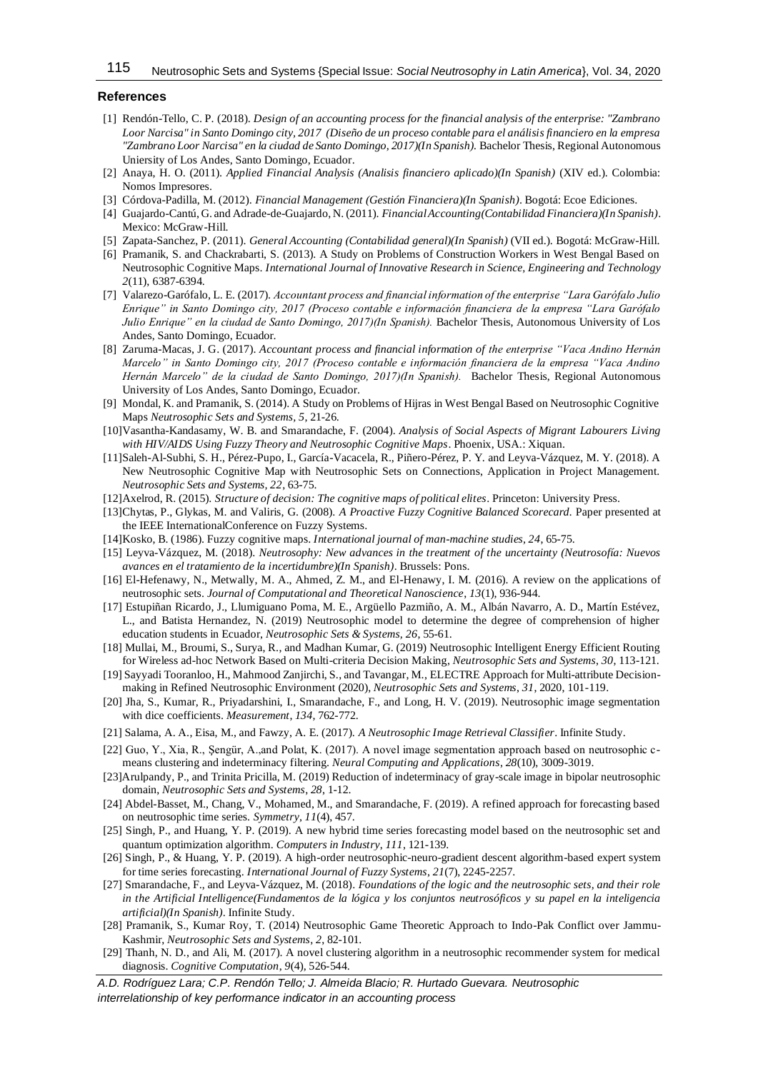## References

[1] Rendón-Tello, C. P. (2018). *Design of an accounting process for the financial analysis of the enterprise: "Zambrano Loor Narcisa" in Santo Domingo city, 2017 (Diseño de un proceso contable para el análisis financiero en la empresa "Zambrano Loor Narcisa" en la ciudad de Santo Domingo, 2017)(In Spanish).* Bachelor Thesis, Regional Autonomous Uniersity of Los Andes, Santo Domingo, Ecuador.

[2] Anaya, H. O. (2011). *Applied Financial Analysis (Analisis financiero aplicado)(In Spanish)* (XIV ed.). Colombia: Nomos Impresores.

[3] Córdova-Padilla, M. (2012). *Financial Management (Gestión Financiera)(In Spanish)*. Bogotá: Ecoe Ediciones.

[4] Guajardo-Cantú, G. and Adrade-de-Guajardo, N. (2011). *Financial Accounting(Contabilidad Financiera)(In Spanish)*. Mexico: McGraw-Hill.

[5] Zapata-Sanchez, P. (2011). *General Accounting (Contabilidad general)(In Spanish)* (VII ed.). Bogotá: McGraw-Hill.

[6] Pramanik, S. and Chackrabarti, S. (2013). A Study on Problems of Construction Workers in West Bengal Based on Neutrosophic Cognitive Maps. *International Journal of Innovative Research in Science, Engineering and Technology 2*(11), 6387-6394.

[7] Valarezo-Garófalo, L. E. (2017). *Accountant process and financial information of the enterprise "Lara Garófalo Julio Enrique" in Santo Domingo city, 2017 (Proceso contable e información financiera de la empresa "Lara Garófalo Julio Enrique" en la ciudad de Santo Domingo, 2017)(In Spanish).* Bachelor Thesis, Autonomous University of Los Andes, Santo Domingo, Ecuador.

[8] Zaruma-Macas, J. G. (2017). *Accountant process and financial information of the enterprise "Vaca Andino Hernán Marcelo" in Santo Domingo city, 2017 (Proceso contable e información financiera de la empresa "Vaca Andino Hernán Marcelo" de la ciudad de Santo Domingo, 2017)(In Spanish).* Bachelor Thesis, Regional Autonomous University of Los Andes, Santo Domingo, Ecuador.

[9] Mondal, K. and Pramanik, S. (2014). A Study on Problems of Hijras in West Bengal Based on Neutrosophic Cognitive Maps *Neutrosophic Sets and Systems*, *5*, 21-26.

[10] Vasantha-Kandasamy, W. B. and Smarandache, F. (2004). *Analysis of Social Aspects of Migrant Labourers Living with HIV/AIDS Using Fuzzy Theory and Neutrosophic Cognitive Maps*. Phoenix, USA.: Xiquan.

[11] Saleh-Al-Subhi, S. H., Pérez-Pupo, I., García-Vacacela, R., Piñero-Pérez, P. Y. and Leyva-Vázquez, M. Y. (2018). A New Neutrosophic Cognitive Map with Neutrosophic Sets on Connections, Application in Project Management. *Neutrosophic Sets and Systems, 22*, 63-75.

[12] Axelrod, R. (2015). *Structure of decision: The cognitive maps of political elites*. Princeton: University Press.

[13] Chytas, P., Glykas, M. and Valiris, G. (2008). *A Proactive Fuzzy Cognitive Balanced Scorecard*. Paper presented at the IEEE InternationalConference on Fuzzy Systems.

[14] Kosko, B. (1986). Fuzzy cognitive maps. *International journal of man-machine studies, 24*, 65-75.

[15] Leyva-Vázquez, M. (2018). *Neutrosophy: New advances in the treatment of the uncertainty (Neutrosofía: Nuevos avances en el tratamiento de la incertidumbre)(In Spanish)*. Brussels: Pons.

[16] El-Hefenawy, N., Metwally, M. A., Ahmed, Z. M., and El-Henawy, I. M. (2016). A review on the applications of neutrosophic sets. *Journal of Computational and Theoretical Nanoscience*, *13*(1), 936-944.

[17] Estupiñan Ricardo, J., Llumiguano Poma, M. E., Argüello Pazmiño, A. M., Albán Navarro, A. D., Martín Estévez, L., and Batista Hernandez, N. (2019) Neutrosophic model to determine the degree of comprehension of higher education students in Ecuador, *Neutrosophic Sets & Systems, 26*, 55-61.

[18] Mullai, M., Broumi, S., Surya, R., and Madhan Kumar, G. (2019) Neutrosophic Intelligent Energy Efficient Routing for Wireless ad-hoc Network Based on Multi-criteria Decision Making, *Neutrosophic Sets and Systems*, *30*, 113-121.

[19] Sayyadi Tooranloo, H., Mahmood Zanjirchi, S., and Tavangar, M., ELECTRE Approach for Multi-attribute Decision-making in Refined Neutrosophic Environment (2020), *Neutrosophic Sets and Systems*, *31*, 2020, 101-119.

[20] Jha, S., Kumar, R., Priyadarshini, I., Smarandache, F., and Long, H. V. (2019). Neutrosophic image segmentation with dice coefficients. *Measurement*, *134*, 762-772.

[21] Salama, A. A., Eisa, M., and Fawzy, A. E. (2017). *A Neutrosophic Image Retrieval Classifier*. Infinite Study.

[22] Guo, Y., Xia, R., Şengür, A.,and Polat, K. (2017). A novel image segmentation approach based on neutrosophic c-means clustering and indeterminacy filtering. *Neural Computing and Applications*, *28*(10), 3009-3019.

[23] Arulpandy, P., and Trinita Pricilla, M. (2019) Reduction of indeterminacy of gray-scale image in bipolar neutrosophic domain, *Neutrosophic Sets and Systems*, *28*, 1-12.

[24] Abdel-Basset, M., Chang, V., Mohamed, M., and Smarandache, F. (2019). A refined approach for forecasting based on neutrosophic time series. *Symmetry*, *11*(4), 457.

[25] Singh, P., and Huang, Y. P. (2019). A new hybrid time series forecasting model based on the neutrosophic set and quantum optimization algorithm. *Computers in Industry*, *111*, 121-139.

[26] Singh, P., & Huang, Y. P. (2019). A high-order neutrosophic-neuro-gradient descent algorithm-based expert system for time series forecasting. *International Journal of Fuzzy Systems*, *21*(7), 2245-2257.

[27] Smarandache, F., and Leyva-Vázquez, M. (2018). *Foundations of the logic and the neutrosophic sets, and their role in the Artificial Intelligence(Fundamentos de la lógica y los conjuntos neutrosóficos y su papel en la inteligencia artificial)(In Spanish)*. Infinite Study.

[28] Pramanik, S., Kumar Roy, T. (2014) Neutrosophic Game Theoretic Approach to Indo-Pak Conflict over Jammu-Kashmir, *Neutrosophic Sets and Systems*, *2*, 82-101.

[29] Thanh, N. D., and Ali, M. (2017). A novel clustering algorithm in a neutrosophic recommender system for medical diagnosis. *Cognitive Computation*, *9*(4), 526-544.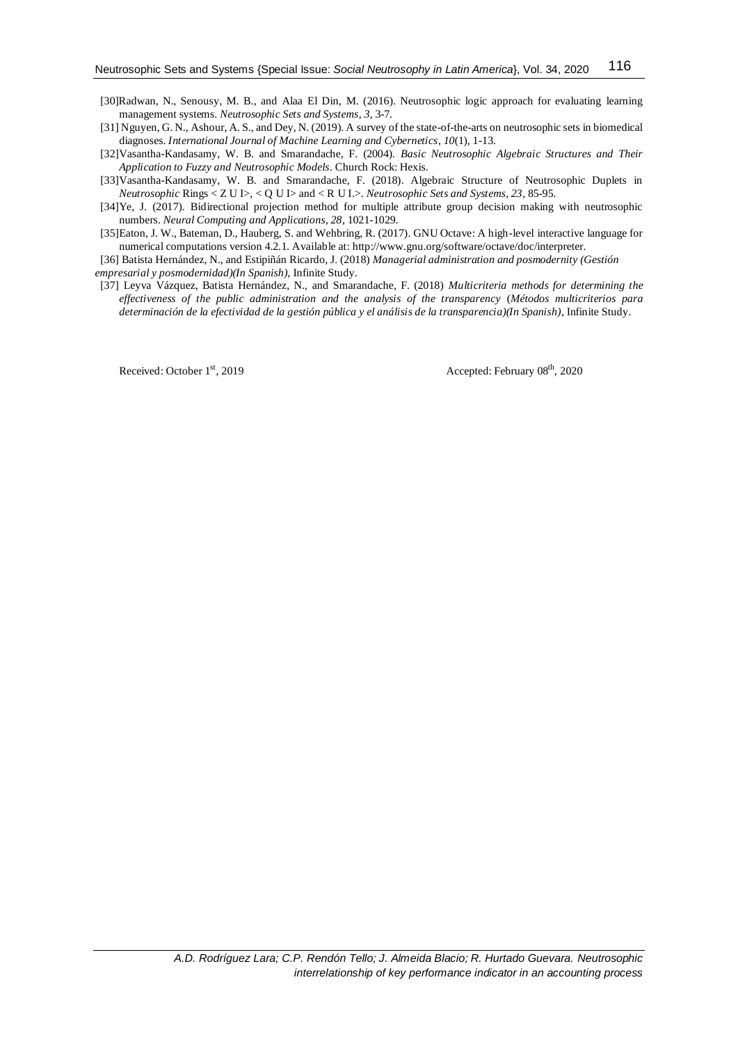[30]Radwan, N., Senousy, M. B., and Alaa El Din, M. (2016). Neutrosophic logic approach for evaluating learning management systems. *Neutrosophic Sets and Systems*, *3*, 3-7.

[31] Nguyen, G. N., Ashour, A. S., and Dey, N. (2019). A survey of the state-of-the-arts on neutrosophic sets in biomedical diagnoses. *International Journal of Machine Learning and Cybernetics*, *10*(1), 1-13.

[32]Vasantha-Kandasamy, W. B. and Smarandache, F. (2004). *Basic Neutrosophic Algebraic Structures and Their Application to Fuzzy and Neutrosophic Models*. Church Rock: Hexis.

[33]Vasantha-Kandasamy, W. B. and Smarandache, F. (2018). Algebraic Structure of Neutrosophic Duplets in *Neutrosophic* Rings < Z U I>, < Q U I> and < R U I.>. *Neutrosophic Sets and Systems*, *23*, 85-95.

[34]Ye, J. (2017). Bidirectional projection method for multiple attribute group decision making with neutrosophic numbers. *Neural Computing and Applications*, *28*, 1021-1029.

[35]Eaton, J. W., Bateman, D., Hauberg, S. and Wehbring, R. (2017). GNU Octave: A high-level interactive language for numerical computations version 4.2.1. Available at: http://www.gnu.org/software/octave/doc/interpreter.

[36] Batista Hernández, N., and Estipiñán Ricardo, J. (2018) *Managerial administration and posmodernity (Gestión empresarial y posmodernidad)(In Spanish)*, Infinite Study.

[37] Leyva Vázquez, Batista Hernández, N., and Smarandache, F. (2018) *Multicriteria methods for determining the effectiveness of the public administration and the analysis of the transparency* (*Métodos multicriterios para determinación de la efectividad de la gestión pública y el análisis de la transparencia)(In Spanish)*, Infinite Study.

Received: October 1st, 2019 Accepted: February 08th, 2020